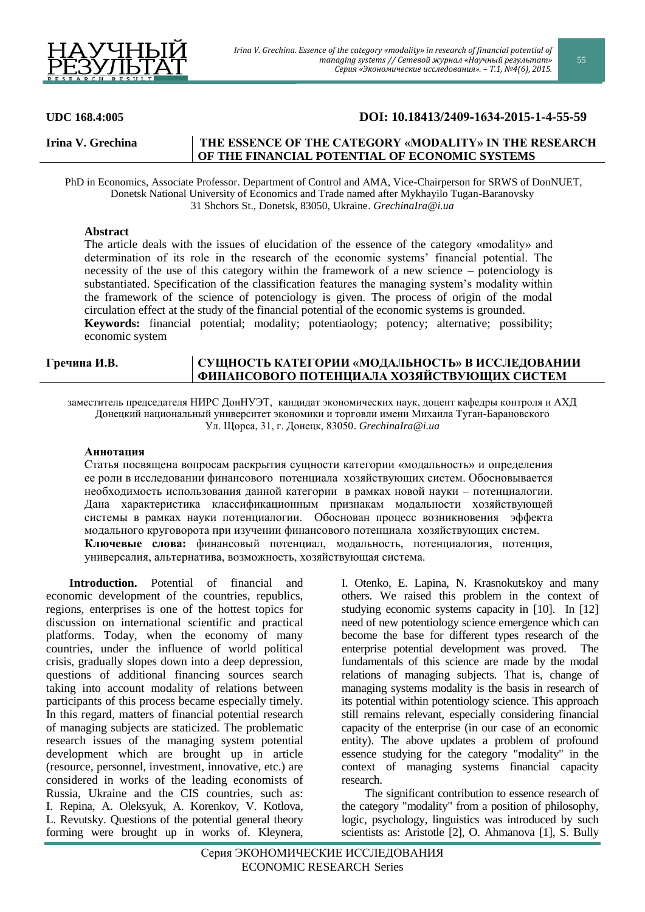**UDC 168.4:005** **DOI: 10.18413/2409-1634-2015-1-4-55-59**

**Irina V. Grechina**

# THE ESSENCE OF THE CATEGORY «MODALITY» IN THE RESEARCH OF THE FINANCIAL POTENTIAL OF ECONOMIC SYSTEMS

PhD in Economics, Associate Professor. Department of Control and AMA, Vice-Chairperson for SRWS of DonNUET, Donetsk National University of Economics and Trade named after Mykhayilo Tugan-Baranovsky
31 Shchors St., Donetsk, 83050, Ukraine. *GrechinaIra@i.ua*

**Abstract**

The article deals with the issues of elucidation of the essence of the category «modality» and determination of its role in the research of the economic systems' financial potential. The necessity of the use of this category within the framework of a new science – potenciology is substantiated. Specification of the classification features the managing system's modality within the framework of the science of potenciology is given. The process of origin of the modal circulation effect at the study of the financial potential of the economic systems is grounded.

**Keywords:** financial potential; modality; potentiaology; potency; alternative; possibility; economic system

**Гречина И.В.**

# СУЩНОСТЬ КАТЕГОРИИ «МОДАЛЬНОСТЬ» В ИССЛЕДОВАНИИ ФИНАНСОВОГО ПОТЕНЦИАЛА ХОЗЯЙСТВУЮЩИХ СИСТЕМ

заместитель председателя НИРС ДонНУЭТ, кандидат экономических наук, доцент кафедры контроля и АХД
Донецкий национальный университет экономики и торговли имени Михаила Туган-Барановского
Ул. Щорса, 31, г. Донецк, 83050. *GrechinaIra@i.ua*

**Аннотация**

Статья посвящена вопросам раскрытия сущности категории «модальность» и определения ее роли в исследовании финансового потенциала хозяйствующих систем. Обосновывается необходимость использования данной категории в рамках новой науки – потенциалогии. Дана характеристика классификационным признакам модальности хозяйствующей системы в рамках науки потенциалогии. Обоснован процесс возникновения эффекта модального круговорота при изучении финансового потенциала хозяйствующих систем.

**Ключевые слова:** финансовый потенциал, модальность, потенциалогия, потенция, универсалия, альтернатива, возможность, хозяйствующая система.

**Introduction.** Potential of financial and economic development of the countries, republics, regions, enterprises is one of the hottest topics for discussion on international scientific and practical platforms. Today, when the economy of many countries, under the influence of world political crisis, gradually slopes down into a deep depression, questions of additional financing sources search taking into account modality of relations between participants of this process became especially timely. In this regard, matters of financial potential research of managing subjects are staticized. The problematic research issues of the managing system potential development which are brought up in article (resource, personnel, investment, innovative, etc.) are considered in works of the leading economists of Russia, Ukraine and the CIS countries, such as: I. Repina, A. Oleksyuk, A. Korenkov, V. Kotlova, L. Revutsky. Questions of the potential general theory forming were brought up in works of. Kleynera, I. Otenko, E. Lapina, N. Krasnokutskoy and many others. We raised this problem in the context of studying economic systems capacity in [10]. In [12] need of new potentiology science emergence which can become the base for different types research of the enterprise potential development was proved. The fundamentals of this science are made by the modal relations of managing subjects. That is, change of managing systems modality is the basis in research of its potential within potentiology science. This approach still remains relevant, especially considering financial capacity of the enterprise (in our case of an economic entity). The above updates a problem of profound essence studying for the category "modality" in the context of managing systems financial capacity research.

The significant contribution to essence research of the category "modality" from a position of philosophy, logic, psychology, linguistics was introduced by such scientists as: Aristotle [2], O. Ahmanova [1], S. Bully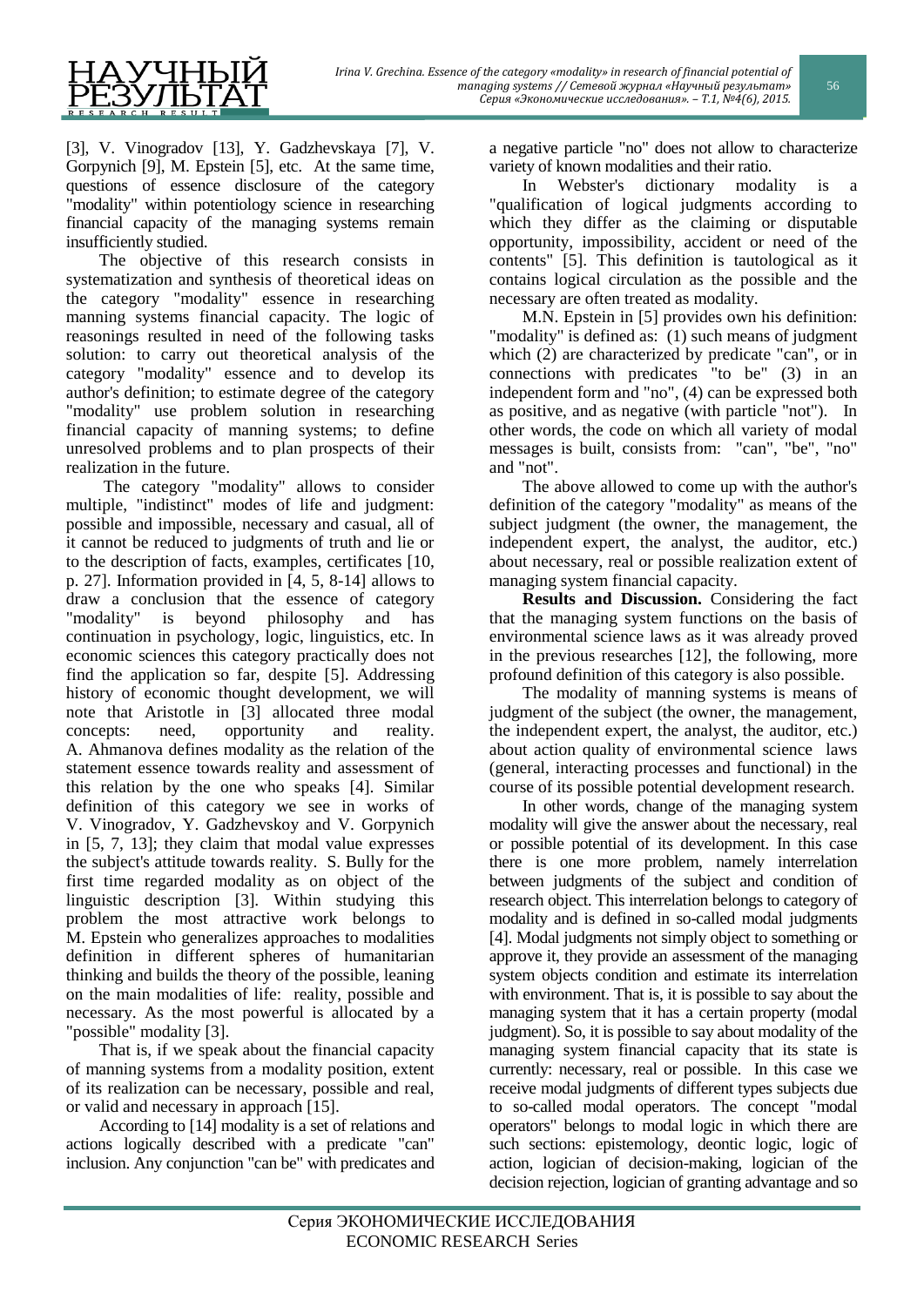[3], V. Vinogradov [13], Y. Gadzhevskaya [7], V. Gorpynich [9], M. Epstein [5], etc. At the same time, questions of essence disclosure of the category "modality" within potentiology science in researching financial capacity of the managing systems remain insufficiently studied.

The objective of this research consists in systematization and synthesis of theoretical ideas on the category "modality" essence in researching manning systems financial capacity. The logic of reasonings resulted in need of the following tasks solution: to carry out theoretical analysis of the category "modality" essence and to develop its author's definition; to estimate degree of the category "modality" use problem solution in researching financial capacity of manning systems; to define unresolved problems and to plan prospects of their realization in the future.

The category "modality" allows to consider multiple, "indistinct" modes of life and judgment: possible and impossible, necessary and casual, all of it cannot be reduced to judgments of truth and lie or to the description of facts, examples, certificates [10, p. 27]. Information provided in [4, 5, 8-14] allows to draw a conclusion that the essence of category "modality" is beyond philosophy and has continuation in psychology, logic, linguistics, etc. In economic sciences this category practically does not find the application so far, despite [5]. Addressing history of economic thought development, we will note that Aristotle in [3] allocated three modal concepts: need, opportunity and reality. A. Ahmanova defines modality as the relation of the statement essence towards reality and assessment of this relation by the one who speaks [4]. Similar definition of this category we see in works of V. Vinogradov, Y. Gadzhevskoy and V. Gorpynich in [5, 7, 13]; they claim that modal value expresses the subject's attitude towards reality. S. Bully for the first time regarded modality as on object of the linguistic description [3]. Within studying this problem the most attractive work belongs to M. Epstein who generalizes approaches to modalities definition in different spheres of humanitarian thinking and builds the theory of the possible, leaning on the main modalities of life: reality, possible and necessary. As the most powerful is allocated by a "possible" modality [3].

That is, if we speak about the financial capacity of manning systems from a modality position, extent of its realization can be necessary, possible and real, or valid and necessary in approach [15].

According to [14] modality is a set of relations and actions logically described with a predicate "can" inclusion. Any conjunction "can be" with predicates and a negative particle "no" does not allow to characterize variety of known modalities and their ratio.

In Webster's dictionary modality is a "qualification of logical judgments according to which they differ as the claiming or disputable opportunity, impossibility, accident or need of the contents" [5]. This definition is tautological as it contains logical circulation as the possible and the necessary are often treated as modality.

M.N. Epstein in [5] provides own his definition: "modality" is defined as: (1) such means of judgment which (2) are characterized by predicate "can", or in connections with predicates "to be" (3) in an independent form and "no", (4) can be expressed both as positive, and as negative (with particle "not"). In other words, the code on which all variety of modal messages is built, consists from: "can", "be", "no" and "not".

The above allowed to come up with the author's definition of the category "modality" as means of the subject judgment (the owner, the management, the independent expert, the analyst, the auditor, etc.) about necessary, real or possible realization extent of managing system financial capacity.

**Results and Discussion.** Considering the fact that the managing system functions on the basis of environmental science laws as it was already proved in the previous researches [12], the following, more profound definition of this category is also possible.

The modality of manning systems is means of judgment of the subject (the owner, the management, the independent expert, the analyst, the auditor, etc.) about action quality of environmental science laws (general, interacting processes and functional) in the course of its possible potential development research.

In other words, change of the managing system modality will give the answer about the necessary, real or possible potential of its development. In this case there is one more problem, namely interrelation between judgments of the subject and condition of research object. This interrelation belongs to category of modality and is defined in so-called modal judgments [4]. Modal judgments not simply object to something or approve it, they provide an assessment of the managing system objects condition and estimate its interrelation with environment. That is, it is possible to say about the managing system that it has a certain property (modal judgment). So, it is possible to say about modality of the managing system financial capacity that its state is currently: necessary, real or possible. In this case we receive modal judgments of different types subjects due to so-called modal operators. The concept "modal operators" belongs to modal logic in which there are such sections: epistemology, deontic logic, logic of action, logician of decision-making, logician of the decision rejection, logician of granting advantage and so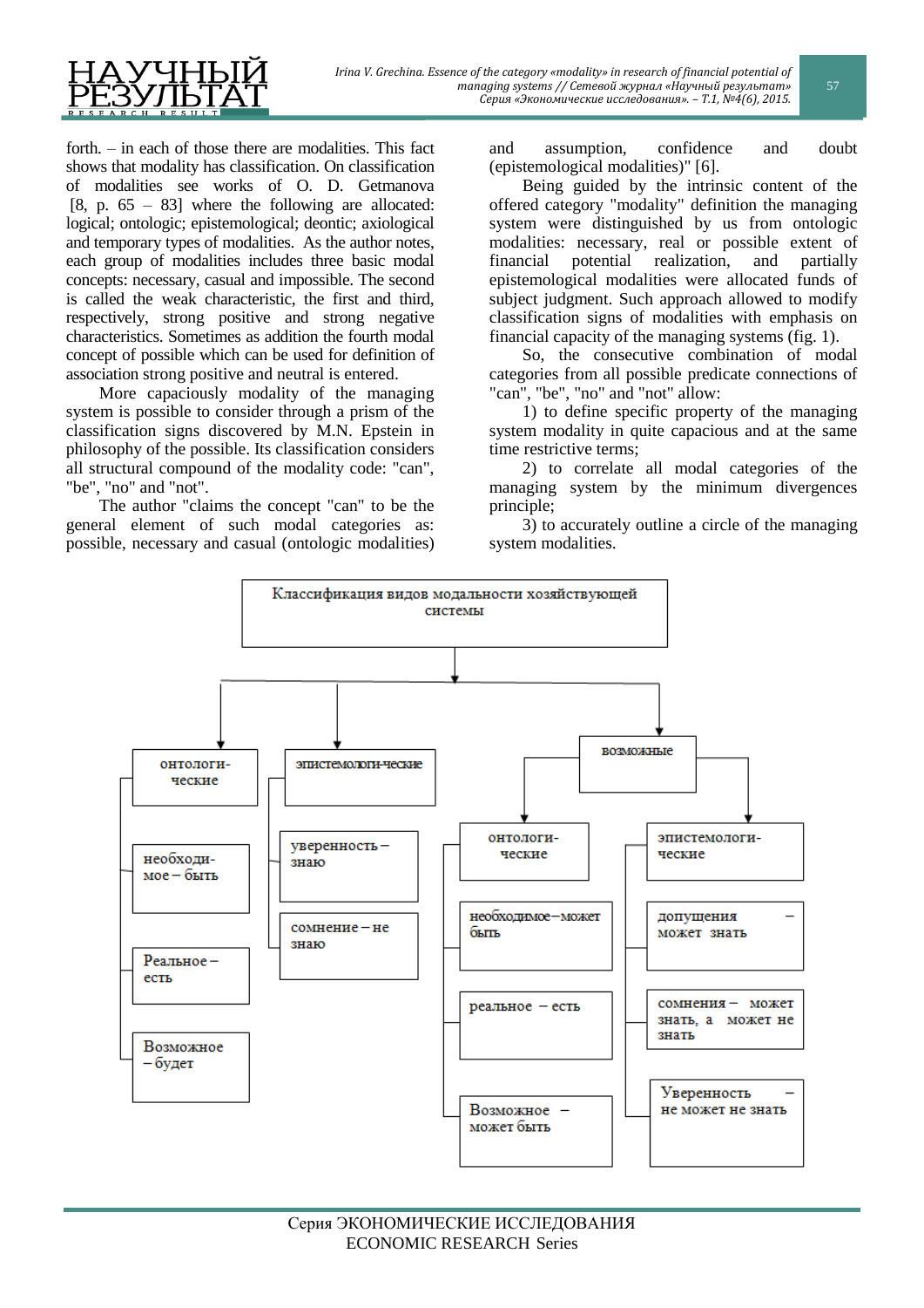forth. – in each of those there are modalities. This fact shows that modality has classification. On classification of modalities see works of O. D. Getmanova [8, p. 65 – 83] where the following are allocated: logical; ontologic; epistemological; deontic; axiological and temporary types of modalities. As the author notes, each group of modalities includes three basic modal concepts: necessary, casual and impossible. The second is called the weak characteristic, the first and third, respectively, strong positive and strong negative characteristics. Sometimes as addition the fourth modal concept of possible which can be used for definition of association strong positive and neutral is entered.

More capaciously modality of the managing system is possible to consider through a prism of the classification signs discovered by M.N. Epstein in philosophy of the possible. Its classification considers all structural compound of the modality code: "can", "be", "no" and "not".

The author "claims the concept "can" to be the general element of such modal categories as: possible, necessary and casual (ontologic modalities) and assumption, confidence and doubt (epistemological modalities)" [6].

Being guided by the intrinsic content of the offered category "modality" definition the managing system were distinguished by us from ontologic modalities: necessary, real or possible extent of financial potential realization, and partially epistemological modalities were allocated funds of subject judgment. Such approach allowed to modify classification signs of modalities with emphasis on financial capacity of the managing systems (fig. 1).

So, the consecutive combination of modal categories from all possible predicate connections of "can", "be", "no" and "not" allow:

1) to define specific property of the managing system modality in quite capacious and at the same time restrictive terms;

2) to correlate all modal categories of the managing system by the minimum divergences principle;

3) to accurately outline a circle of the managing system modalities.

Классификация видов модальности хозяйствующей системы

- онтологи-ческие
  - необходи-мое – быть
  - Реальное – есть
  - Возможное – будет
- эпистемологи-ческие
  - уверенность – знаю
  - сомнение – не знаю
- возможные
  - онтологи-ческие
    - необходимое – может быть
    - реальное – есть
    - Возможное – может быть
  - эпистемологи-ческие
    - допущения – может знать
    - сомнения – может знать, а может не знать
    - Уверенность – не может не знать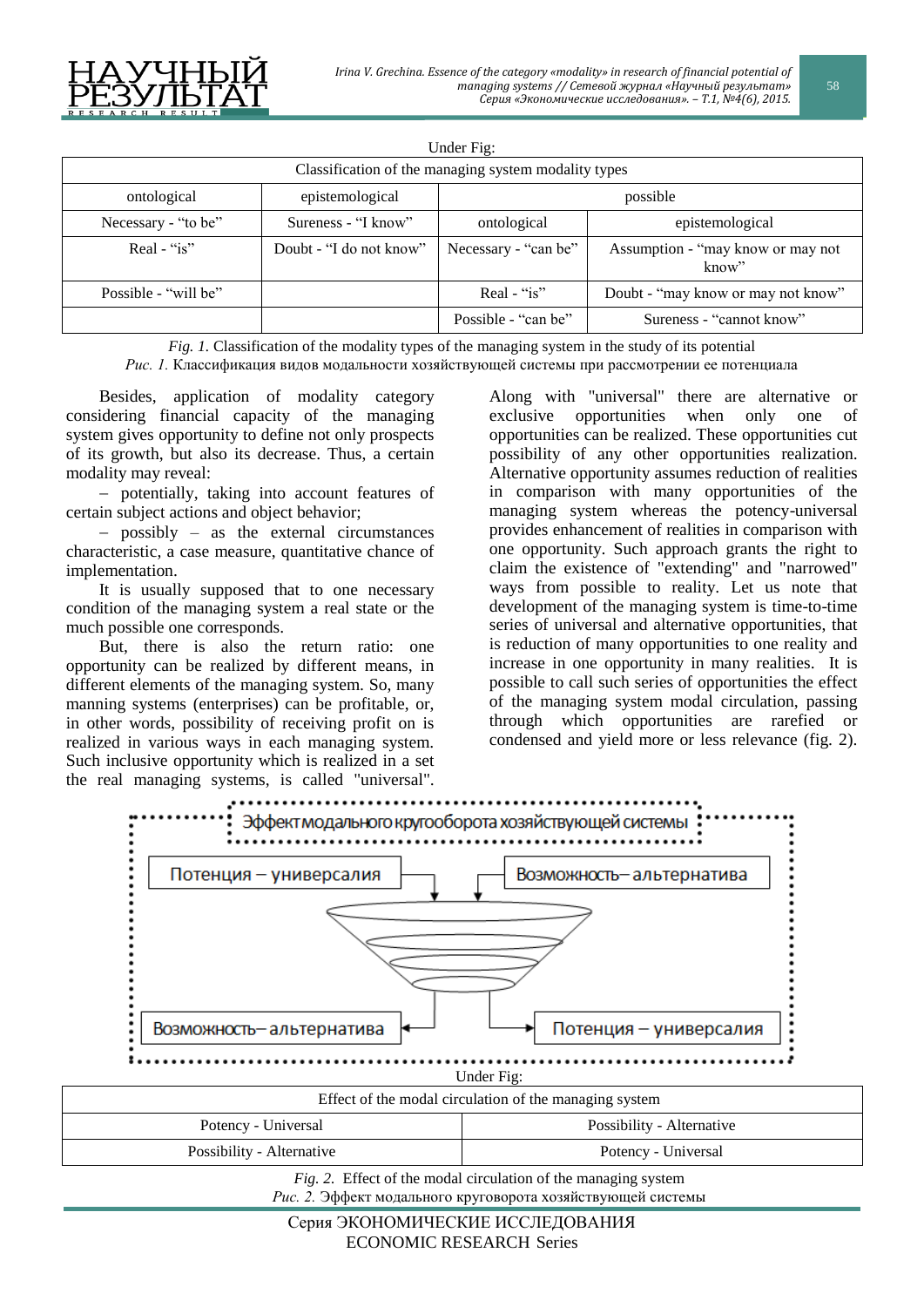Under Fig:

| Classification of the managing system modality types | | | |
|---|---|---|---|
| ontological | epistemological | possible | |
| Necessary - "to be" | Sureness - "I know" | ontological | epistemological |
| Real - "is" | Doubt - "I do not know" | Necessary - "can be" | Assumption - "may know or may not know" |
| Possible - "will be" | | Real - "is" | Doubt - "may know or may not know" |
| | | Possible - "can be" | Sureness - "cannot know" |

*Fig. 1.* Classification of the modality types of the managing system in the study of its potential
*Рис. 1.* Классификация видов модальности хозяйствующей системы при рассмотрении ее потенциала

Besides, application of modality category considering financial capacity of the managing system gives opportunity to define not only prospects of its growth, but also its decrease. Thus, a certain modality may reveal:

- potentially, taking into account features of certain subject actions and object behavior;
- possibly – as the external circumstances characteristic, a case measure, quantitative chance of implementation.

It is usually supposed that to one necessary condition of the managing system a real state or the much possible one corresponds.

But, there is also the return ratio: one opportunity can be realized by different means, in different elements of the managing system. So, many manning systems (enterprises) can be profitable, or, in other words, possibility of receiving profit on is realized in various ways in each managing system. Such inclusive opportunity which is realized in a set the real managing systems, is called "universal". Along with "universal" there are alternative or exclusive opportunities when only one of opportunities can be realized. These opportunities cut possibility of any other opportunities realization. Alternative opportunity assumes reduction of realities in comparison with many opportunities of the managing system whereas the potency-universal provides enhancement of realities in comparison with one opportunity. Such approach grants the right to claim the existence of "extending" and "narrowed" ways from possible to reality. Let us note that development of the managing system is time-to-time series of universal and alternative opportunities, that is reduction of many opportunities to one reality and increase in one opportunity in many realities. It is possible to call such series of opportunities the effect of the managing system modal circulation, passing through which opportunities are rarefied or condensed and yield more or less relevance (fig. 2).

Эффект модального кругооборота хозяйствующей системы

Потенция – универсалия | Возможность– альтернатива

Возможность– альтернатива | Потенция – универсалия

Under Fig:

| Effect of the modal circulation of the managing system | |
|---|---|
| Potency - Universal | Possibility - Alternative |
| Possibility - Alternative | Potency - Universal |

*Fig. 2.* Effect of the modal circulation of the managing system
*Рис. 2.* Эффект модального круговорота хозяйствующей системы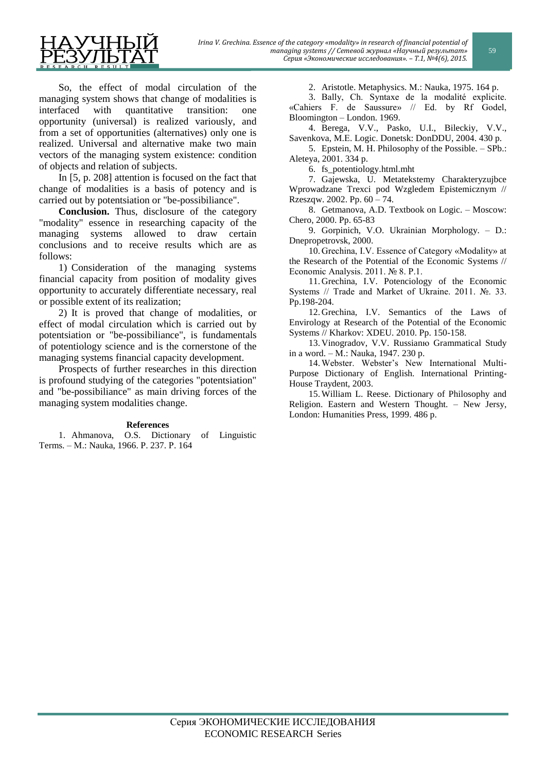So, the effect of modal circulation of the managing system shows that change of modalities is interfaced with quantitative transition: one opportunity (universal) is realized variously, and from a set of opportunities (alternatives) only one is realized. Universal and alternative make two main vectors of the managing system existence: condition of objects and relation of subjects.

In [5, p. 208] attention is focused on the fact that change of modalities is a basis of potency and is carried out by potentsiation or "be-possibiliance".

**Conclusion.** Thus, disclosure of the category "modality" essence in researching capacity of the managing systems allowed to draw certain conclusions and to receive results which are as follows:

1) Consideration of the managing systems financial capacity from position of modality gives opportunity to accurately differentiate necessary, real or possible extent of its realization;

2) It is proved that change of modalities, or effect of modal circulation which is carried out by potentsiation or "be-possibiliance", is fundamentals of potentiology science and is the cornerstone of the managing systems financial capacity development.

Prospects of further researches in this direction is profound studying of the categories "potentsiation" and "be-possibiliance" as main driving forces of the managing system modalities change.

**References**

1. Ahmanova, O.S. Dictionary of Linguistic Terms. – M.: Nauka, 1966. P. 237. P. 164
2. Aristotle. Metaphysics. M.: Nauka, 1975. 164 p.
3. Bally, Ch. Syntaxe de la modalité explicite. «Cahiers F. de Saussure» // Ed. by Rf Godel, Bloomington – London. 1969.
4. Berega, V.V., Pasko, U.I., Bileckiy, V.V., Savenkova, M.E. Logic. Donetsk: DonDDU, 2004. 430 p.
5. Epstein, M. H. Philosophy of the Possible. – SPb.: Aleteya, 2001. 334 p.
6. fs_potentiology.html.mht
7. Gajewska, U. Metatekstemy Charakteryzujbce Wprowadzane Trexci pod Wzgledem Epistemicznym // Rzeszqw. 2002. Pp. 60 – 74.
8. Getmanova, A.D. Textbook on Logic. – Moscow: Chero, 2000. Pp. 65-83
9. Gorpinich, V.O. Ukrainian Morphology. – D.: Dnepropetrovsk, 2000.
10. Grechina, I.V. Essence of Category «Modality» at the Research of the Potential of the Economic Systems // Economic Analysis. 2011. № 8. P.1.
11. Grechina, I.V. Potenciology of the Economic Systems // Trade and Market of Ukraine. 2011. №. 33. Pp.198-204.
12. Grechina, I.V. Semantics of the Laws of Envirology at Research of the Potential of the Economic Systems // Kharkov: XDEU. 2010. Pp. 150-158.
13. Vinogradov, V.V. Russianю Grammatical Study in a word. – M.: Nauka, 1947. 230 p.
14. Webster. Webster's New International Multi-Purpose Dictionary of English. International Printing-House Traydent, 2003.
15. William L. Reese. Dictionary of Philosophy and Religion. Eastern and Western Thought. – New Jersy, London: Humanities Press, 1999. 486 p.